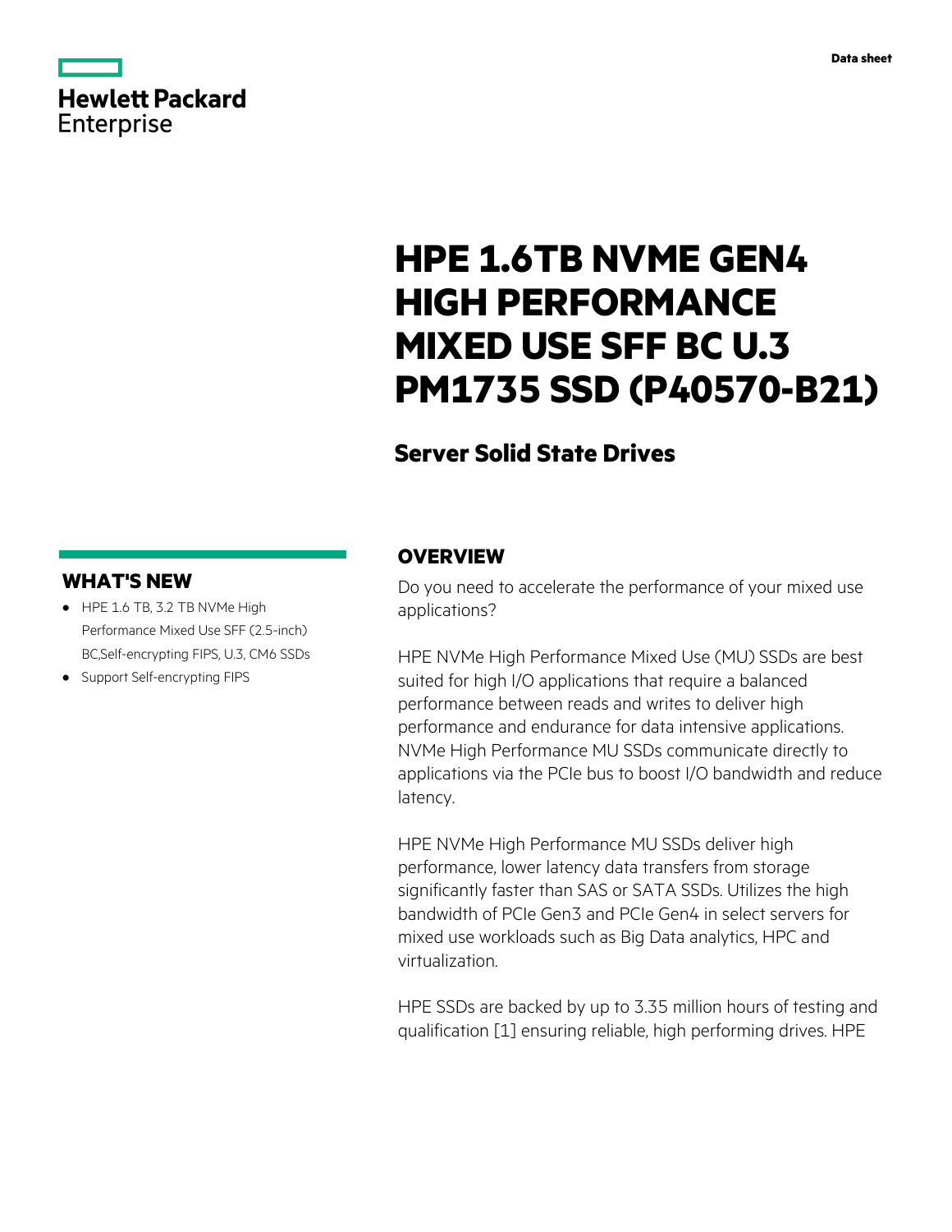Data sheet

# HPE 1.6TB NVME GEN4 HIGH PERFORMANCE MIXED USE SFF BC U.3 PM1735 SSD (P40570-B21)

## Server Solid State Drives

### WHAT'S NEW

- HPE 1.6 TB, 3.2 TB NVMe High Performance Mixed Use SFF (2.5-inch) BC,Self-encrypting FIPS, U.3, CM6 SSDs
- Support Self-encrypting FIPS

### OVERVIEW

Do you need to accelerate the performance of your mixed use applications?

HPE NVMe High Performance Mixed Use (MU) SSDs are best suited for high I/O applications that require a balanced performance between reads and writes to deliver high performance and endurance for data intensive applications. NVMe High Performance MU SSDs communicate directly to applications via the PCIe bus to boost I/O bandwidth and reduce latency.

HPE NVMe High Performance MU SSDs deliver high performance, lower latency data transfers from storage significantly faster than SAS or SATA SSDs. Utilizes the high bandwidth of PCIe Gen3 and PCIe Gen4 in select servers for mixed use workloads such as Big Data analytics, HPC and virtualization.

HPE SSDs are backed by up to 3.35 million hours of testing and qualification [1] ensuring reliable, high performing drives. HPE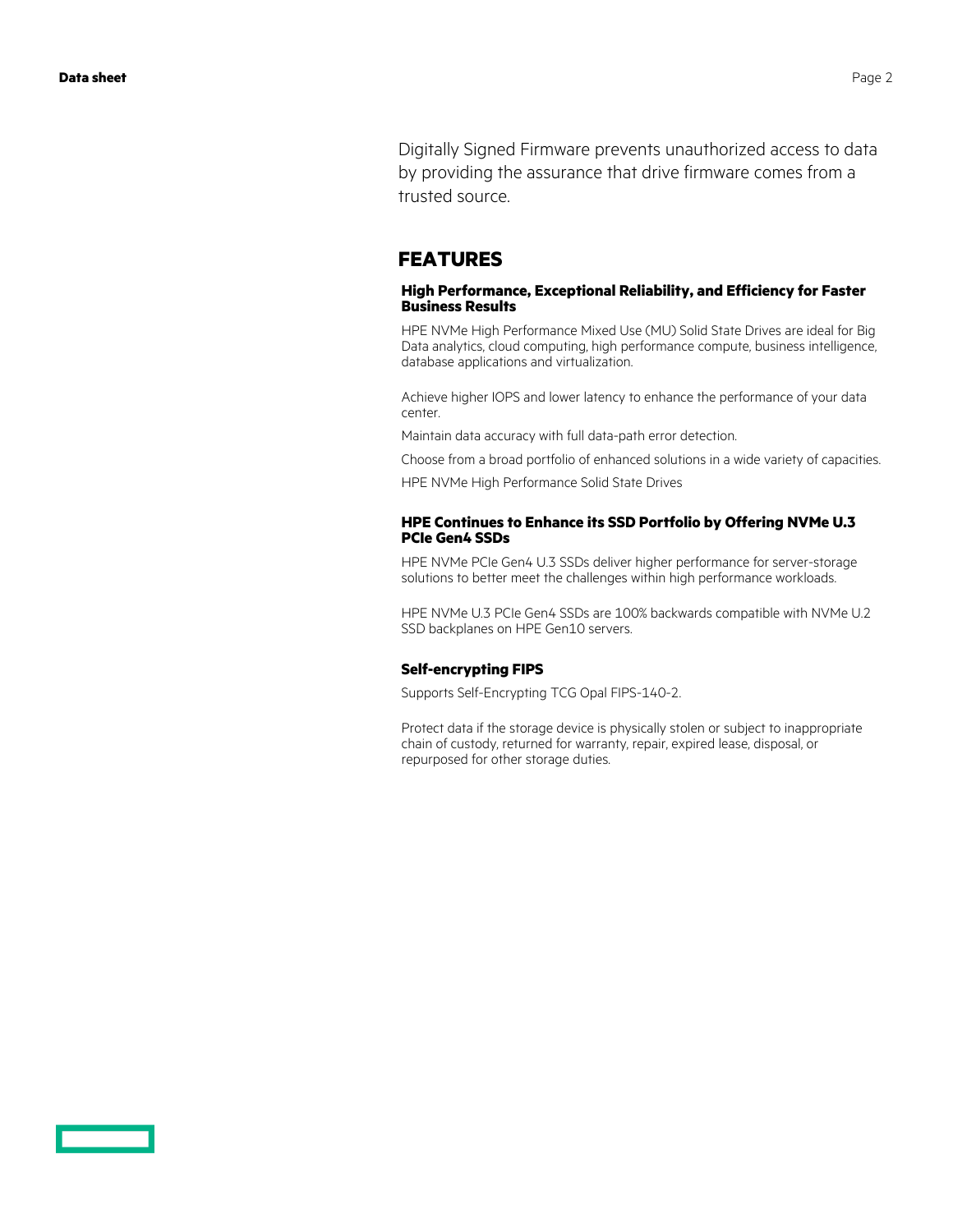Digitally Signed Firmware prevents unauthorized access to data by providing the assurance that drive firmware comes from a trusted source.

## FEATURES

### High Performance, Exceptional Reliability, and Efficiency for Faster Business Results

HPE NVMe High Performance Mixed Use (MU) Solid State Drives are ideal for Big Data analytics, cloud computing, high performance compute, business intelligence, database applications and virtualization.

Achieve higher IOPS and lower latency to enhance the performance of your data center.

Maintain data accuracy with full data-path error detection.

Choose from a broad portfolio of enhanced solutions in a wide variety of capacities.

HPE NVMe High Performance Solid State Drives

### HPE Continues to Enhance its SSD Portfolio by Offering NVMe U.3 PCIe Gen4 SSDs

HPE NVMe PCIe Gen4 U.3 SSDs deliver higher performance for server-storage solutions to better meet the challenges within high performance workloads.

HPE NVMe U.3 PCIe Gen4 SSDs are 100% backwards compatible with NVMe U.2 SSD backplanes on HPE Gen10 servers.

### Self-encrypting FIPS

Supports Self-Encrypting TCG Opal FIPS-140-2.

Protect data if the storage device is physically stolen or subject to inappropriate chain of custody, returned for warranty, repair, expired lease, disposal, or repurposed for other storage duties.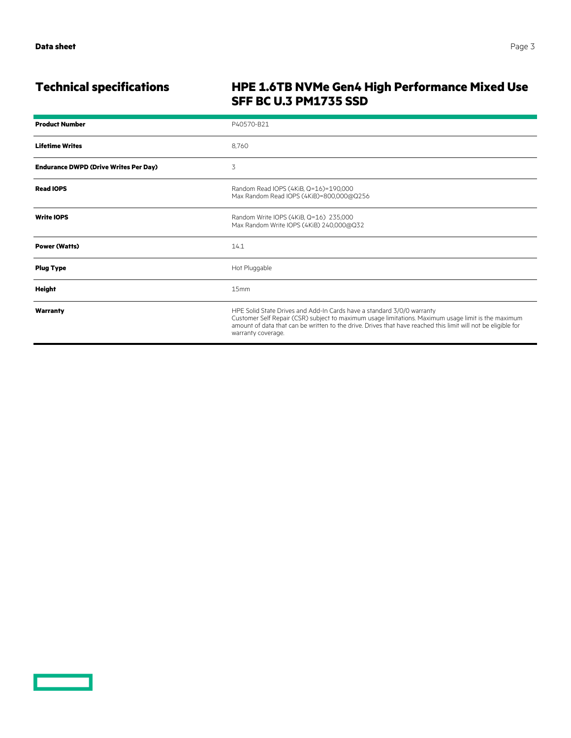## Technical specifications

### HPE 1.6TB NVMe Gen4 High Performance Mixed Use SFF BC U.3 PM1735 SSD

| | |
|---|---|
| **Product Number** | P40570-B21 |
| **Lifetime Writes** | 8,760 |
| **Endurance DWPD (Drive Writes Per Day)** | 3 |
| **Read IOPS** | Random Read IOPS (4KiB, Q=16)=190,000<br>Max Random Read IOPS (4KiB)=800,000@Q256 |
| **Write IOPS** | Random Write IOPS (4KiB, Q=16) 235,000<br>Max Random Write IOPS (4KiB) 240,000@Q32 |
| **Power (Watts)** | 14.1 |
| **Plug Type** | Hot Pluggable |
| **Height** | 15mm |
| **Warranty** | HPE Solid State Drives and Add-In Cards have a standard 3/0/0 warranty<br>Customer Self Repair (CSR) subject to maximum usage limitations. Maximum usage limit is the maximum amount of data that can be written to the drive. Drives that have reached this limit will not be eligible for warranty coverage. |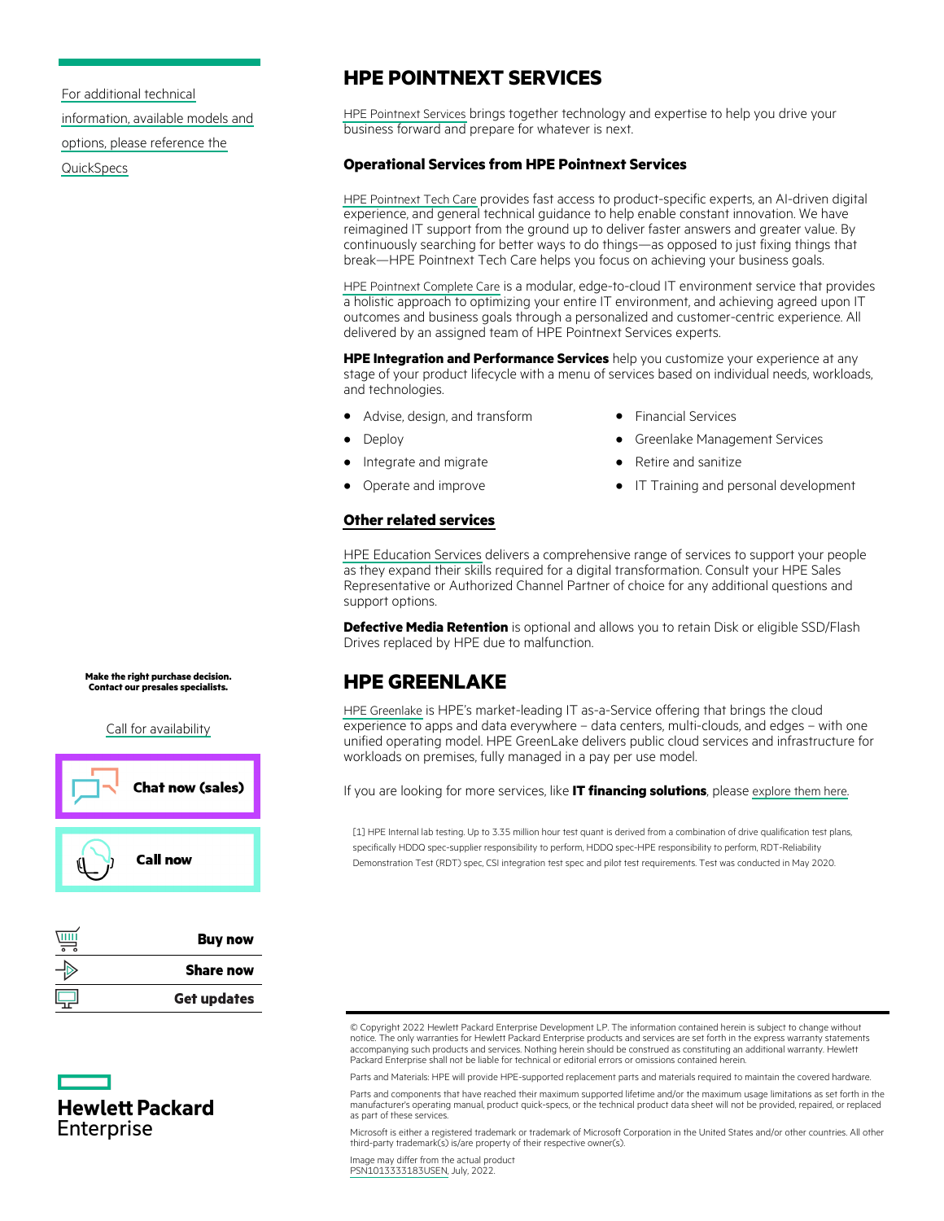For additional technical information, available models and options, please reference the QuickSpecs

## HPE POINTNEXT SERVICES

HPE Pointnext Services brings together technology and expertise to help you drive your business forward and prepare for whatever is next.

### Operational Services from HPE Pointnext Services

HPE Pointnext Tech Care provides fast access to product-specific experts, an AI-driven digital experience, and general technical guidance to help enable constant innovation. We have reimagined IT support from the ground up to deliver faster answers and greater value. By continuously searching for better ways to do things—as opposed to just fixing things that break—HPE Pointnext Tech Care helps you focus on achieving your business goals.

HPE Pointnext Complete Care is a modular, edge-to-cloud IT environment service that provides a holistic approach to optimizing your entire IT environment, and achieving agreed upon IT outcomes and business goals through a personalized and customer-centric experience. All delivered by an assigned team of HPE Pointnext Services experts.

**HPE Integration and Performance Services** help you customize your experience at any stage of your product lifecycle with a menu of services based on individual needs, workloads, and technologies.

- Advise, design, and transform
- Deploy
- Integrate and migrate
- Operate and improve
- Financial Services
- Greenlake Management Services
- Retire and sanitize
- IT Training and personal development

### Other related services

HPE Education Services delivers a comprehensive range of services to support your people as they expand their skills required for a digital transformation. Consult your HPE Sales Representative or Authorized Channel Partner of choice for any additional questions and support options.

**Defective Media Retention** is optional and allows you to retain Disk or eligible SSD/Flash Drives replaced by HPE due to malfunction.

## HPE GREENLAKE

HPE Greenlake is HPE's market-leading IT as-a-Service offering that brings the cloud experience to apps and data everywhere – data centers, multi-clouds, and edges – with one unified operating model. HPE GreenLake delivers public cloud services and infrastructure for workloads on premises, fully managed in a pay per use model.

If you are looking for more services, like **IT financing solutions**, please explore them here.

[1] HPE Internal lab testing. Up to 3.35 million hour test quant is derived from a combination of drive qualification test plans, specifically HDDQ spec-supplier responsibility to perform, HDDQ spec-HPE responsibility to perform, RDT-Reliability Demonstration Test (RDT) spec, CSI integration test spec and pilot test requirements. Test was conducted in May 2020.

**Make the right purchase decision. Contact our presales specialists.**

Call for availability

**Chat now (sales)**

**Call now**

**Buy now**

**Share now**

**Get updates**

Hewlett Packard Enterprise

© Copyright 2022 Hewlett Packard Enterprise Development LP. The information contained herein is subject to change without notice. The only warranties for Hewlett Packard Enterprise products and services are set forth in the express warranty statements accompanying such products and services. Nothing herein should be construed as constituting an additional warranty. Hewlett Packard Enterprise shall not be liable for technical or editorial errors or omissions contained herein.

Parts and Materials: HPE will provide HPE-supported replacement parts and materials required to maintain the covered hardware.

Parts and components that have reached their maximum supported lifetime and/or the maximum usage limitations as set forth in the manufacturer's operating manual, product quick-specs, or the technical product data sheet will not be provided, repaired, or replaced as part of these services.

Microsoft is either a registered trademark or trademark of Microsoft Corporation in the United States and/or other countries. All other third-party trademark(s) is/are property of their respective owner(s).

Image may differ from the actual product
PSN1013333183USEN, July, 2022.